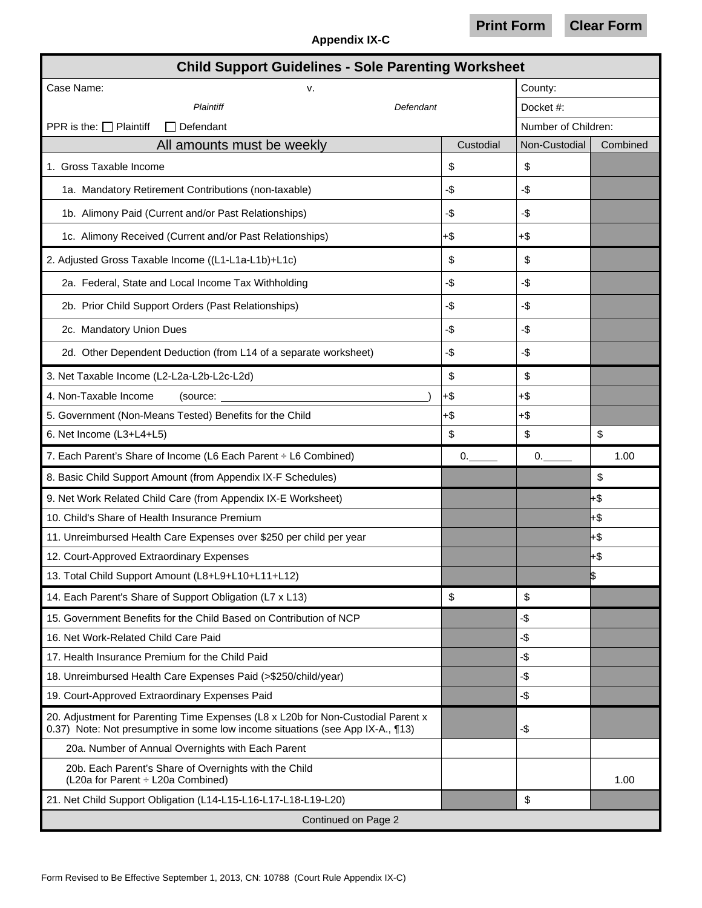Appendix IX-C

## Child Support Guidelines - Sole Parenting Worksheet

Case Name: v.

*Plaintiff* *Defendant*

County:

Docket #:

PPR is the: ☐ Plaintiff ☐ Defendant

Number of Children:

| All amounts must be weekly | Custodial | Non-Custodial | Combined |
|---|---|---|---|
| 1. Gross Taxable Income | $ | $ | |
| 1a. Mandatory Retirement Contributions (non-taxable) | -$ | -$ | |
| 1b. Alimony Paid (Current and/or Past Relationships) | -$ | -$ | |
| 1c. Alimony Received (Current and/or Past Relationships) | +$ | +$ | |
| 2. Adjusted Gross Taxable Income ((L1-L1a-L1b)+L1c) | $ | $ | |
| 2a. Federal, State and Local Income Tax Withholding | -$ | -$ | |
| 2b. Prior Child Support Orders (Past Relationships) | -$ | -$ | |
| 2c. Mandatory Union Dues | -$ | -$ | |
| 2d. Other Dependent Deduction (from L14 of a separate worksheet) | -$ | -$ | |
| 3. Net Taxable Income (L2-L2a-L2b-L2c-L2d) | $ | $ | |
| 4. Non-Taxable Income (source: ______________________) | +$ | +$ | |
| 5. Government (Non-Means Tested) Benefits for the Child | +$ | +$ | |
| 6. Net Income (L3+L4+L5) | $ | $ | $ |
| 7. Each Parent's Share of Income (L6 Each Parent ÷ L6 Combined) | 0.____ | 0.____ | 1.00 |
| 8. Basic Child Support Amount (from Appendix IX-F Schedules) | | | $ |
| 9. Net Work Related Child Care (from Appendix IX-E Worksheet) | | | +$ |
| 10. Child's Share of Health Insurance Premium | | | +$ |
| 11. Unreimbursed Health Care Expenses over $250 per child per year | | | +$ |
| 12. Court-Approved Extraordinary Expenses | | | +$ |
| 13. Total Child Support Amount (L8+L9+L10+L11+L12) | | | $ |
| 14. Each Parent's Share of Support Obligation (L7 x L13) | $ | $ | |
| 15. Government Benefits for the Child Based on Contribution of NCP | | -$ | |
| 16. Net Work-Related Child Care Paid | | -$ | |
| 17. Health Insurance Premium for the Child Paid | | -$ | |
| 18. Unreimbursed Health Care Expenses Paid (>$250/child/year) | | -$ | |
| 19. Court-Approved Extraordinary Expenses Paid | | -$ | |
| 20. Adjustment for Parenting Time Expenses (L8 x L20b for Non-Custodial Parent x 0.37) Note: Not presumptive in some low income situations (see App IX-A., ¶13) | | -$ | |
| 20a. Number of Annual Overnights with Each Parent | | | |
| 20b. Each Parent's Share of Overnights with the Child (L20a for Parent ÷ L20a Combined) | | | 1.00 |
| 21. Net Child Support Obligation (L14-L15-L16-L17-L18-L19-L20) | | $ | |

Continued on Page 2

Form Revised to Be Effective September 1, 2013, CN: 10788 (Court Rule Appendix IX-C)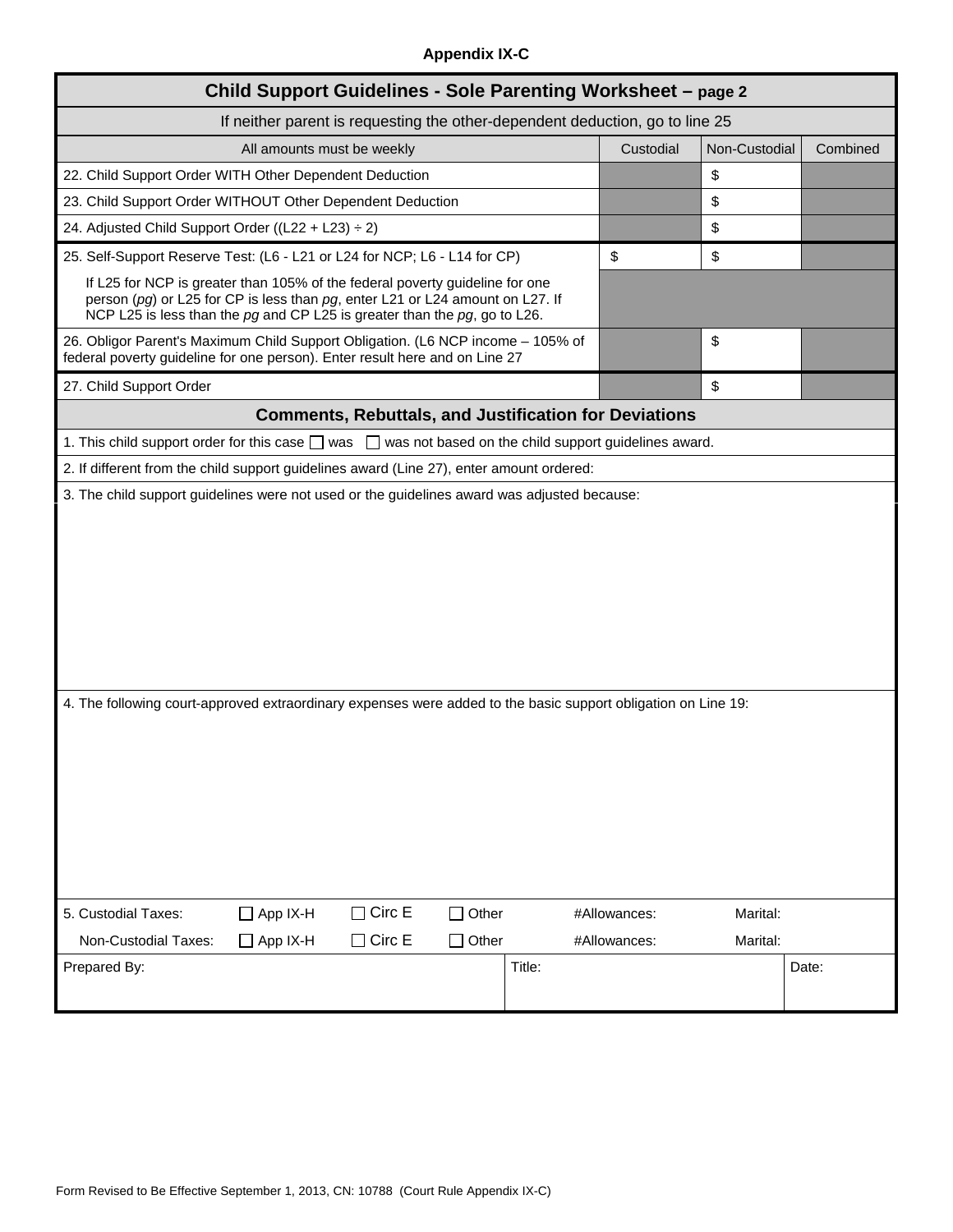**Appendix IX-C**

## Child Support Guidelines - Sole Parenting Worksheet – page 2

If neither parent is requesting the other-dependent deduction, go to line 25

| All amounts must be weekly | Custodial | Non-Custodial | Combined |
|---|---|---|---|
| 22. Child Support Order WITH Other Dependent Deduction | | $ | |
| 23. Child Support Order WITHOUT Other Dependent Deduction | | $ | |
| 24. Adjusted Child Support Order ((L22 + L23) ÷ 2) | | $ | |
| 25. Self-Support Reserve Test: (L6 - L21 or L24 for NCP; L6 - L14 for CP) | $ | $ | |
| If L25 for NCP is greater than 105% of the federal poverty guideline for one person (*pg*) or L25 for CP is less than *pg*, enter L21 or L24 amount on L27. If NCP L25 is less than the *pg* and CP L25 is greater than the *pg*, go to L26. | | | |
| 26. Obligor Parent's Maximum Child Support Obligation. (L6 NCP income – 105% of federal poverty guideline for one person). Enter result here and on Line 27 | | $ | |
| 27. Child Support Order | | $ | |

### Comments, Rebuttals, and Justification for Deviations

1. This child support order for this case ☐ was ☐ was not based on the child support guidelines award.

2. If different from the child support guidelines award (Line 27), enter amount ordered:

3. The child support guidelines were not used or the guidelines award was adjusted because:

4. The following court-approved extraordinary expenses were added to the basic support obligation on Line 19:

| | | | | | |
|---|---|---|---|---|---|
| 5. Custodial Taxes: | ☐ App IX-H | ☐ Circ E | ☐ Other | #Allowances: | Marital: |
| Non-Custodial Taxes: | ☐ App IX-H | ☐ Circ E | ☐ Other | #Allowances: | Marital: |

| | | |
|---|---|---|
| Prepared By: | Title: | Date: |

Form Revised to Be Effective September 1, 2013, CN: 10788 (Court Rule Appendix IX-C)